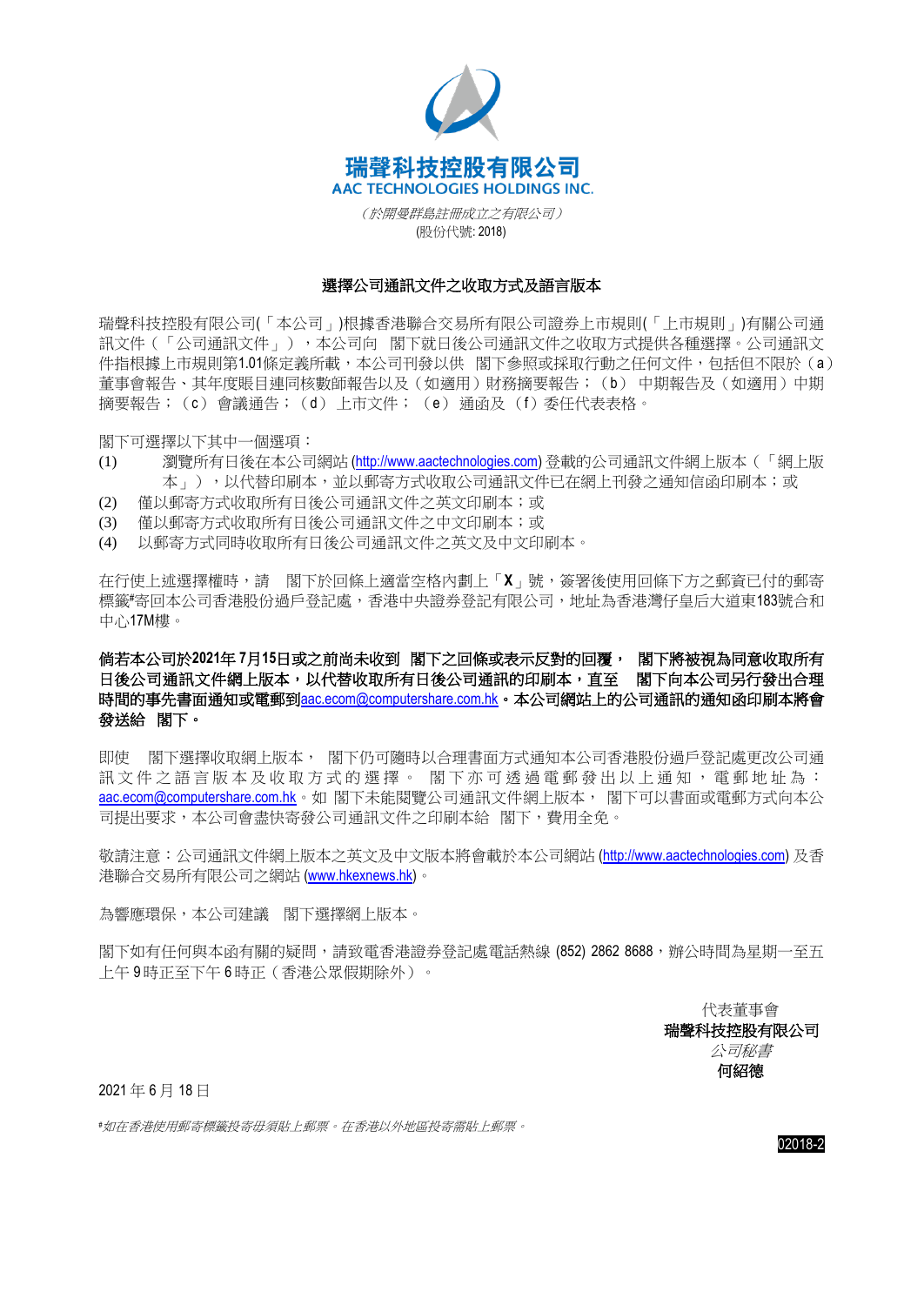# 瑞聲科技控股有限公司
## AAC TECHNOLOGIES HOLDINGS INC.

*（於開曼群島註冊成立之有限公司）*
(股份代號: 2018)

### 選擇公司通訊文件之收取方式及語言版本

瑞聲科技控股有限公司(「本公司」)根據香港聯合交易所有限公司證券上市規則(「上市規則」)有關公司通訊文件（「公司通訊文件」），本公司向　閣下就日後公司通訊文件之收取方式提供各種選擇。公司通訊文件指根據上市規則第1.01條定義所載，本公司刊發以供　閣下參照或採取行動之任何文件，包括但不限於（a）董事會報告、其年度賬目連同核數師報告以及（如適用）財務摘要報告；（b） 中期報告及（如適用）中期摘要報告；（c） 會議通告；（d） 上市文件；（e） 通函及 （f）委任代表表格。

閣下可選擇以下其中一個選項：

(1) 瀏覽所有日後在本公司網站 (http://www.aactechnologies.com) 登載的公司通訊文件網上版本（「網上版本」），以代替印刷本，並以郵寄方式收取公司通訊文件已在網上刊發之通知信函印刷本；或
(2) 僅以郵寄方式收取所有日後公司通訊文件之英文印刷本；或
(3) 僅以郵寄方式收取所有日後公司通訊文件之中文印刷本；或
(4) 以郵寄方式同時收取所有日後公司通訊文件之英文及中文印刷本。

在行使上述選擇權時，請　閣下於回條上適當空格內劃上「**X**」號，簽署後使用回條下方之郵資已付的郵寄標籤#寄回本公司香港股份過戶登記處，香港中央證券登記有限公司，地址為香港灣仔皇后大道東183號合和中心17M樓。

**倘若本公司於2021年 7月15日或之前尚未收到　閣下之回條或表示反對的回覆，　閣下將被視為同意收取所有日後公司通訊文件網上版本，以代替收取所有日後公司通訊的印刷本，直至　閣下向本公司另行發出合理時間的事先書面通知或電郵到aac.ecom@computershare.com.hk。本公司網站上的公司通訊的通知函印刷本將會發送給　閣下。**

即使　閣下選擇收取網上版本，　閣下仍可隨時以合理書面方式通知本公司香港股份過戶登記處更改公司通訊文件之語言版本及收取方式的選擇。　閣下亦可透過電郵發出以上通知，電郵地址為：aac.ecom@computershare.com.hk。如 閣下未能閱覽公司通訊文件網上版本，　閣下可以書面或電郵方式向本公司提出要求，本公司會盡快寄發公司通訊文件之印刷本給　閣下，費用全免。

敬請注意：公司通訊文件網上版本之英文及中文版本將會載於本公司網站 (http://www.aactechnologies.com) 及香港聯合交易所有限公司之網站 (www.hkexnews.hk)。

為響應環保，本公司建議　閣下選擇網上版本。

閣下如有任何與本函有關的疑問，請致電香港證券登記處電話熱線 (852) 2862 8688，辦公時間為星期一至五上午 9 時正至下午 6 時正（香港公眾假期除外）。

代表董事會
**瑞聲科技控股有限公司**
*公司秘書*
**何紹德**

2021 年 6 月 18 日

*#如在香港使用郵寄標籤投寄毋須貼上郵票。在香港以外地區投寄需貼上郵票。*

02018-2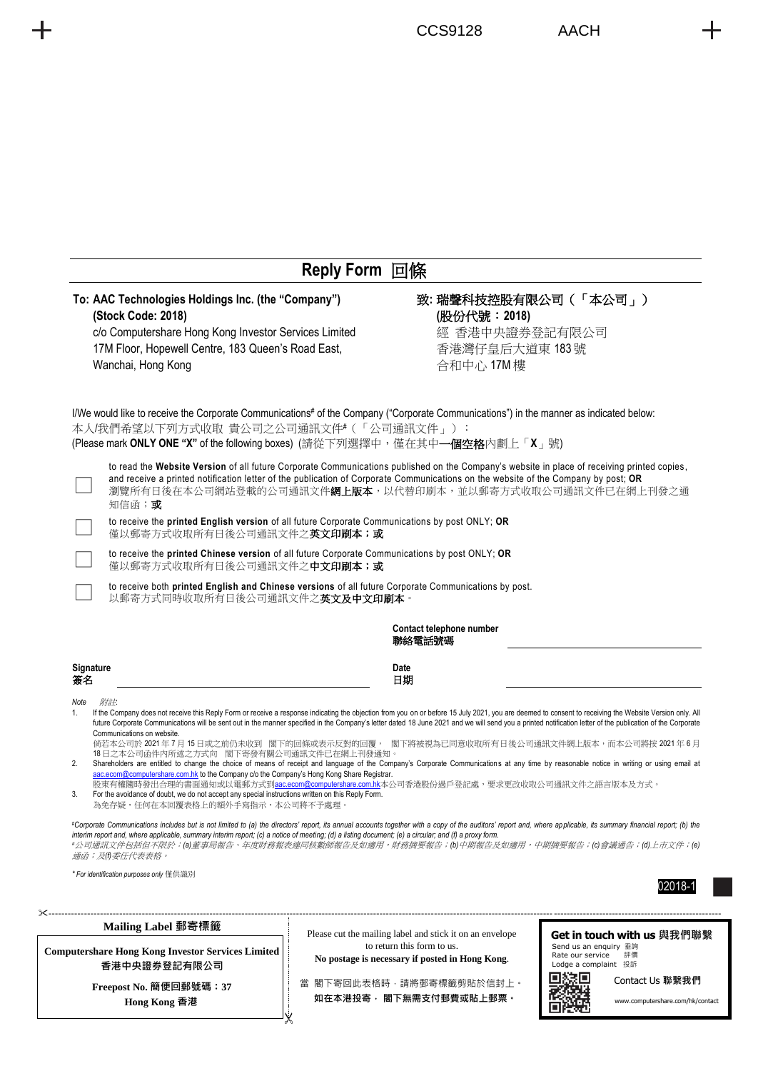# Reply Form 回條

**To: AAC Technologies Holdings Inc. (the "Company")**
**(Stock Code: 2018)**
c/o Computershare Hong Kong Investor Services Limited
17M Floor, Hopewell Centre, 183 Queen's Road East,
Wanchai, Hong Kong

**致: 瑞聲科技控股有限公司（「本公司」）**
**(股份代號：2018)**
經 香港中央證券登記有限公司
香港灣仔皇后大道東 183 號
合和中心 17M 樓

I/We would like to receive the Corporate Communications# of the Company ("Corporate Communications") in the manner as indicated below:
本人/我們希望以下列方式收取 貴公司之公司通訊文件#（「公司通訊文件」）：
(Please mark **ONLY ONE "X"** of the following boxes) (請從下列選擇中，僅在其中**一個空格**內劃上「**X**」號)

☐ to read the **Website Version** of all future Corporate Communications published on the Company's website in place of receiving printed copies, and receive a printed notification letter of the publication of Corporate Communications on the website of the Company by post; **OR**
瀏覽所有日後在本公司網站登載的公司通訊文件**網上版本**，以代替印刷本，並以郵寄方式收取公司通訊文件已在網上刊發之通知信函；**或**

☐ to receive the **printed English version** of all future Corporate Communications by post ONLY; **OR**
僅以郵寄方式收取所有日後公司通訊文件之**英文印刷本；或**

☐ to receive the **printed Chinese version** of all future Corporate Communications by post ONLY; **OR**
僅以郵寄方式收取所有日後公司通訊文件之**中文印刷本；或**

☐ to receive both **printed English and Chinese versions** of all future Corporate Communications by post.
以郵寄方式同時收取所有日後公司通訊文件之**英文及中文印刷本**。

**Contact telephone number 聯絡電話號碼** ______________________

**Signature 簽名** ______________________ **Date 日期** ______________________

*Note 附註:*

1. If the Company does not receive this Reply Form or receive a response indicating the objection from you on or before 15 July 2021, you are deemed to consent to receiving the Website Version only. All future Corporate Communications will be sent out in the manner specified in the Company's letter dated 18 June 2021 and we will send you a printed notification letter of the publication of the Corporate Communications on website.
倘若本公司於 2021 年 7 月 15 日或之前仍未收到 閣下的回條或表示反對的回覆， 閣下將被視為已同意收取所有日後公司通訊文件網上版本，而本公司將按 2021 年 6 月 18 日之本公司函件內所述之方式向 閣下寄發有關公司通訊文件已在網上刊發通知。
2. Shareholders are entitled to change the choice of means of receipt and language of the Company's Corporate Communications at any time by reasonable notice in writing or using email at aac.ecom@computershare.com.hk to the Company c/o the Company's Hong Kong Share Registrar.
股東有權隨時發出合理的書面通知或以電郵方式到aac.ecom@computershare.com.hk本公司香港股份過戶登記處，要求更改收取公司通訊文件之語言版本及方式。
3. For the avoidance of doubt, we do not accept any special instructions written on this Reply Form.
為免存疑，任何在本回覆表格上的額外手寫指示，本公司將不予處理。

*#Corporate Communications includes but is not limited to (a) the directors' report, its annual accounts together with a copy of the auditors' report and, where applicable, its summary financial report; (b) the interim report and, where applicable, summary interim report; (c) a notice of meeting; (d) a listing document; (e) a circular; and (f) a proxy form.*
*#公司通訊文件包括但不限於：(a)董事局報告、年度財務報表連同核數師報告及如適用，財務摘要報告；(b)中期報告及如適用，中期摘要報告；(c)會議通告；(d)上市文件；(e)通函；及(f)委任代表表格。*

*\* For identification purposes only* 僅供識別

02018-1

**Mailing Label 郵寄標籤**

**Computershare Hong Kong Investor Services Limited**
**香港中央證券登記有限公司**
**Freepost No. 簡便回郵號碼：37**
**Hong Kong 香港**

Please cut the mailing label and stick it on an envelope to return this form to us.
**No postage is necessary if posted in Hong Kong.**

當 閣下寄回此表格時，請將郵寄標籤剪貼於信封上。
**如在本港投寄， 閣下無需支付郵費或貼上郵票。**

**Get in touch with us 與我們聯繫**
Send us an enquiry 查詢
Rate our service 評價
Lodge a complaint 投訴
Contact Us 聯繫我們
www.computershare.com/hk/contact